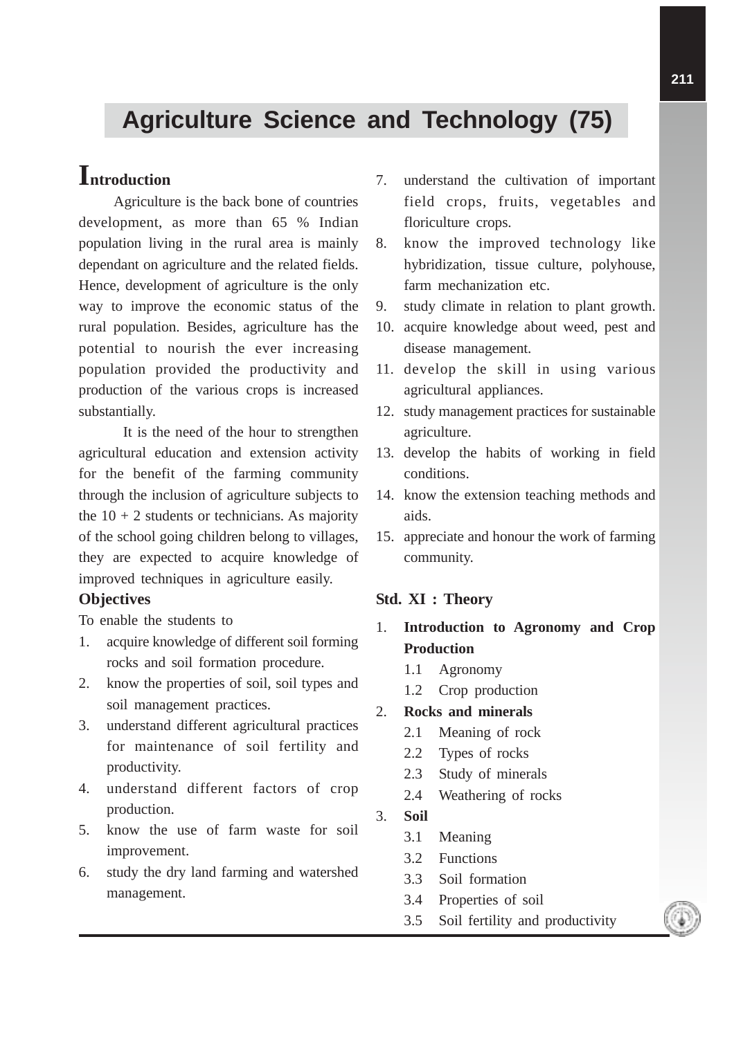# Agriculture Science and Technology (75)

## Introduction

Agriculture is the back bone of countries development, as more than 65 % Indian population living in the rural area is mainly dependant on agriculture and the related fields. Hence, development of agriculture is the only way to improve the economic status of the rural population. Besides, agriculture has the potential to nourish the ever increasing population provided the productivity and production of the various crops is increased substantially.

It is the need of the hour to strengthen agricultural education and extension activity for the benefit of the farming community through the inclusion of agriculture subjects to the 10 + 2 students or technicians. As majority of the school going children belong to villages, they are expected to acquire knowledge of improved techniques in agriculture easily.

### Objectives

To enable the students to

1. acquire knowledge of different soil forming rocks and soil formation procedure.
2. know the properties of soil, soil types and soil management practices.
3. understand different agricultural practices for maintenance of soil fertility and productivity.
4. understand different factors of crop production.
5. know the use of farm waste for soil improvement.
6. study the dry land farming and watershed management.
7. understand the cultivation of important field crops, fruits, vegetables and floriculture crops.
8. know the improved technology like hybridization, tissue culture, polyhouse, farm mechanization etc.
9. study climate in relation to plant growth.
10. acquire knowledge about weed, pest and disease management.
11. develop the skill in using various agricultural appliances.
12. study management practices for sustainable agriculture.
13. develop the habits of working in field conditions.
14. know the extension teaching methods and aids.
15. appreciate and honour the work of farming community.

### Std. XI : Theory

1. **Introduction to Agronomy and Crop Production**
   - 1.1 Agronomy
   - 1.2 Crop production
2. **Rocks and minerals**
   - 2.1 Meaning of rock
   - 2.2 Types of rocks
   - 2.3 Study of minerals
   - 2.4 Weathering of rocks
3. **Soil**
   - 3.1 Meaning
   - 3.2 Functions
   - 3.3 Soil formation
   - 3.4 Properties of soil
   - 3.5 Soil fertility and productivity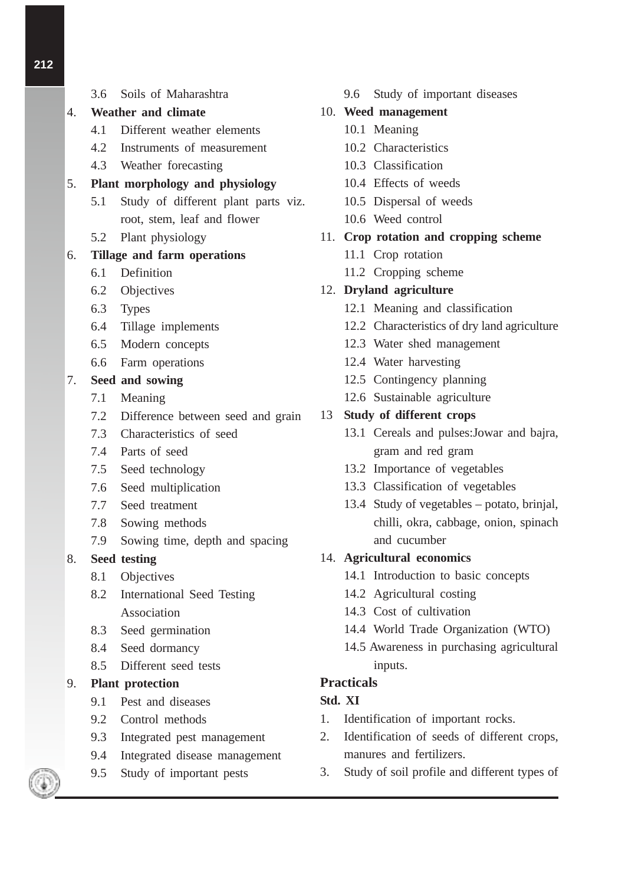- 3.6 Soils of Maharashtra

4. **Weather and climate**
   - 4.1 Different weather elements
   - 4.2 Instruments of measurement
   - 4.3 Weather forecasting

5. **Plant morphology and physiology**
   - 5.1 Study of different plant parts viz. root, stem, leaf and flower
   - 5.2 Plant physiology

6. **Tillage and farm operations**
   - 6.1 Definition
   - 6.2 Objectives
   - 6.3 Types
   - 6.4 Tillage implements
   - 6.5 Modern concepts
   - 6.6 Farm operations

7. **Seed and sowing**
   - 7.1 Meaning
   - 7.2 Difference between seed and grain
   - 7.3 Characteristics of seed
   - 7.4 Parts of seed
   - 7.5 Seed technology
   - 7.6 Seed multiplication
   - 7.7 Seed treatment
   - 7.8 Sowing methods
   - 7.9 Sowing time, depth and spacing

8. **Seed testing**
   - 8.1 Objectives
   - 8.2 International Seed Testing Association
   - 8.3 Seed germination
   - 8.4 Seed dormancy
   - 8.5 Different seed tests

9. **Plant protection**
   - 9.1 Pest and diseases
   - 9.2 Control methods
   - 9.3 Integrated pest management
   - 9.4 Integrated disease management
   - 9.5 Study of important pests
   - 9.6 Study of important diseases

10. **Weed management**
    - 10.1 Meaning
    - 10.2 Characteristics
    - 10.3 Classification
    - 10.4 Effects of weeds
    - 10.5 Dispersal of weeds
    - 10.6 Weed control

11. **Crop rotation and cropping scheme**
    - 11.1 Crop rotation
    - 11.2 Cropping scheme

12. **Dryland agriculture**
    - 12.1 Meaning and classification
    - 12.2 Characteristics of dry land agriculture
    - 12.3 Water shed management
    - 12.4 Water harvesting
    - 12.5 Contingency planning
    - 12.6 Sustainable agriculture

13 **Study of different crops**
   - 13.1 Cereals and pulses:Jowar and bajra, gram and red gram
   - 13.2 Importance of vegetables
   - 13.3 Classification of vegetables
   - 13.4 Study of vegetables – potato, brinjal, chilli, okra, cabbage, onion, spinach and cucumber

14. **Agricultural economics**
    - 14.1 Introduction to basic concepts
    - 14.2 Agricultural costing
    - 14.3 Cost of cultivation
    - 14.4 World Trade Organization (WTO)
    - 14.5 Awareness in purchasing agricultural inputs.

## Practicals

**Std. XI**

1. Identification of important rocks.
2. Identification of seeds of different crops, manures and fertilizers.
3. Study of soil profile and different types of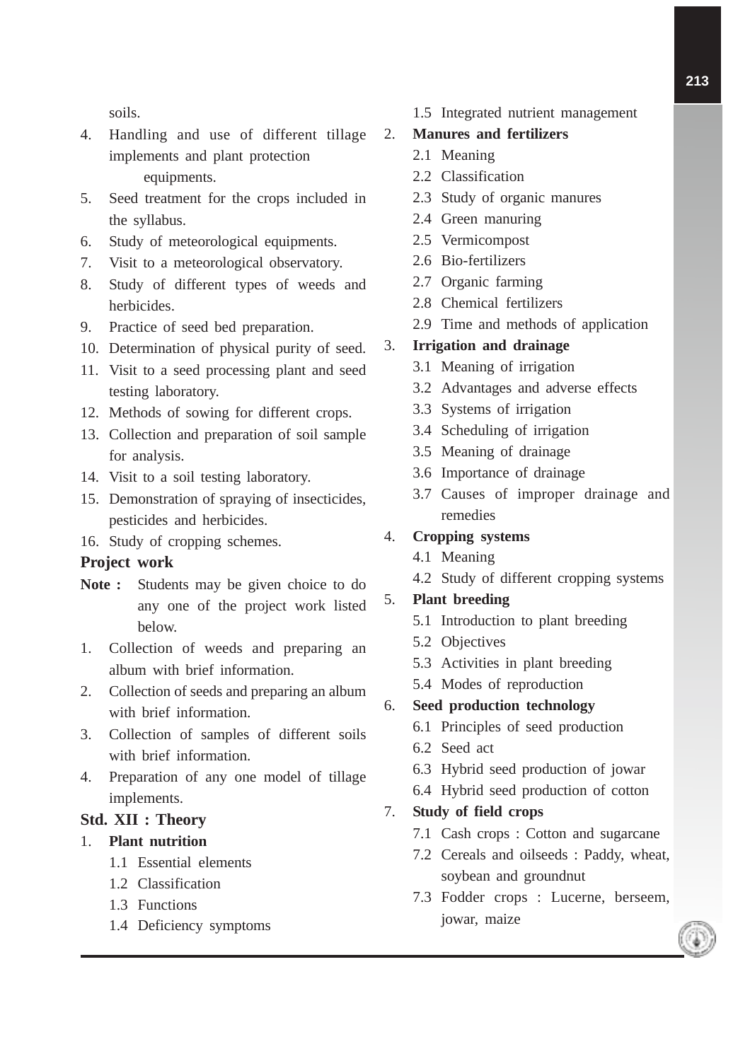soils.

4. Handling and use of different tillage implements and plant protection equipments.
5. Seed treatment for the crops included in the syllabus.
6. Study of meteorological equipments.
7. Visit to a meteorological observatory.
8. Study of different types of weeds and herbicides.
9. Practice of seed bed preparation.
10. Determination of physical purity of seed.
11. Visit to a seed processing plant and seed testing laboratory.
12. Methods of sowing for different crops.
13. Collection and preparation of soil sample for analysis.
14. Visit to a soil testing laboratory.
15. Demonstration of spraying of insecticides, pesticides and herbicides.
16. Study of cropping schemes.

**Project work**

**Note :** Students may be given choice to do any one of the project work listed below.

1. Collection of weeds and preparing an album with brief information.
2. Collection of seeds and preparing an album with brief information.
3. Collection of samples of different soils with brief information.
4. Preparation of any one model of tillage implements.

**Std. XII : Theory**

1. **Plant nutrition**
   - 1.1 Essential elements
   - 1.2 Classification
   - 1.3 Functions
   - 1.4 Deficiency symptoms
   - 1.5 Integrated nutrient management
2. **Manures and fertilizers**
   - 2.1 Meaning
   - 2.2 Classification
   - 2.3 Study of organic manures
   - 2.4 Green manuring
   - 2.5 Vermicompost
   - 2.6 Bio-fertilizers
   - 2.7 Organic farming
   - 2.8 Chemical fertilizers
   - 2.9 Time and methods of application
3. **Irrigation and drainage**
   - 3.1 Meaning of irrigation
   - 3.2 Advantages and adverse effects
   - 3.3 Systems of irrigation
   - 3.4 Scheduling of irrigation
   - 3.5 Meaning of drainage
   - 3.6 Importance of drainage
   - 3.7 Causes of improper drainage and remedies
4. **Cropping systems**
   - 4.1 Meaning
   - 4.2 Study of different cropping systems
5. **Plant breeding**
   - 5.1 Introduction to plant breeding
   - 5.2 Objectives
   - 5.3 Activities in plant breeding
   - 5.4 Modes of reproduction
6. **Seed production technology**
   - 6.1 Principles of seed production
   - 6.2 Seed act
   - 6.3 Hybrid seed production of jowar
   - 6.4 Hybrid seed production of cotton
7. **Study of field crops**
   - 7.1 Cash crops : Cotton and sugarcane
   - 7.2 Cereals and oilseeds : Paddy, wheat, soybean and groundnut
   - 7.3 Fodder crops : Lucerne, berseem, jowar, maize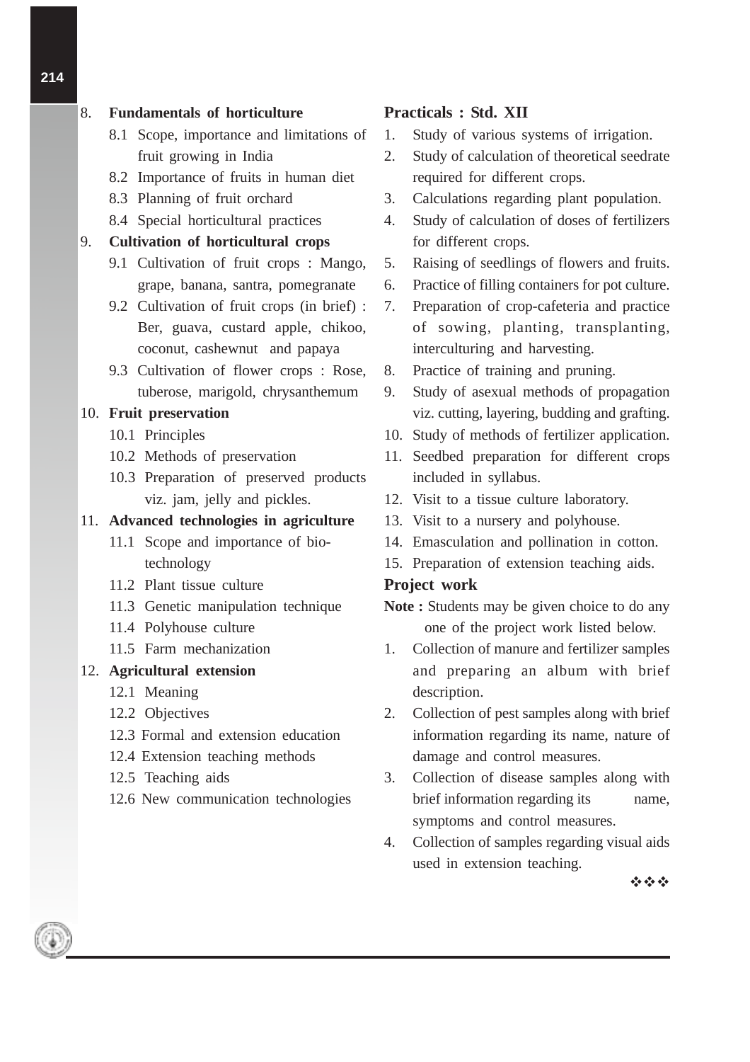8. **Fundamentals of horticulture**
    - 8.1 Scope, importance and limitations of fruit growing in India
    - 8.2 Importance of fruits in human diet
    - 8.3 Planning of fruit orchard
    - 8.4 Special horticultural practices
9. **Cultivation of horticultural crops**
    - 9.1 Cultivation of fruit crops : Mango, grape, banana, santra, pomegranate
    - 9.2 Cultivation of fruit crops (in brief) : Ber, guava, custard apple, chikoo, coconut, cashewnut and papaya
    - 9.3 Cultivation of flower crops : Rose, tuberose, marigold, chrysanthemum
10. **Fruit preservation**
    - 10.1 Principles
    - 10.2 Methods of preservation
    - 10.3 Preparation of preserved products viz. jam, jelly and pickles.
11. **Advanced technologies in agriculture**
    - 11.1 Scope and importance of bio-technology
    - 11.2 Plant tissue culture
    - 11.3 Genetic manipulation technique
    - 11.4 Polyhouse culture
    - 11.5 Farm mechanization
12. **Agricultural extension**
    - 12.1 Meaning
    - 12.2 Objectives
    - 12.3 Formal and extension education
    - 12.4 Extension teaching methods
    - 12.5 Teaching aids
    - 12.6 New communication technologies

## Practicals : Std. XII

1. Study of various systems of irrigation.
2. Study of calculation of theoretical seedrate required for different crops.
3. Calculations regarding plant population.
4. Study of calculation of doses of fertilizers for different crops.
5. Raising of seedlings of flowers and fruits.
6. Practice of filling containers for pot culture.
7. Preparation of crop-cafeteria and practice of sowing, planting, transplanting, interculturing and harvesting.
8. Practice of training and pruning.
9. Study of asexual methods of propagation viz. cutting, layering, budding and grafting.
10. Study of methods of fertilizer application.
11. Seedbed preparation for different crops included in syllabus.
12. Visit to a tissue culture laboratory.
13. Visit to a nursery and polyhouse.
14. Emasculation and pollination in cotton.
15. Preparation of extension teaching aids.

## Project work

**Note :** Students may be given choice to do any one of the project work listed below.

1. Collection of manure and fertilizer samples and preparing an album with brief description.
2. Collection of pest samples along with brief information regarding its name, nature of damage and control measures.
3. Collection of disease samples along with brief information regarding its name, symptoms and control measures.
4. Collection of samples regarding visual aids used in extension teaching.

❖❖❖